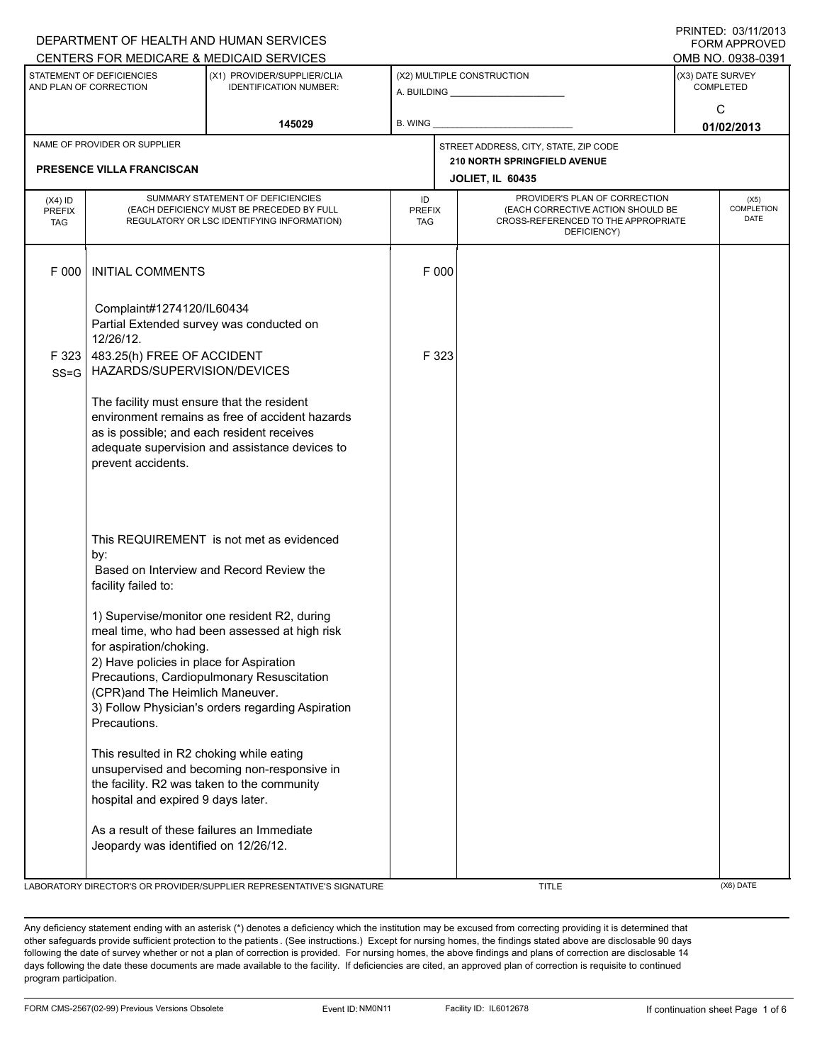PRINTED: 03/11/2013
FORM APPROVED
OMB NO. 0938-0391

DEPARTMENT OF HEALTH AND HUMAN SERVICES
CENTERS FOR MEDICARE & MEDICAID SERVICES

| STATEMENT OF DEFICIENCIES AND PLAN OF CORRECTION | (X1) PROVIDER/SUPPLIER/CLIA IDENTIFICATION NUMBER: | (X2) MULTIPLE CONSTRUCTION | (X3) DATE SURVEY COMPLETED |
|---|---|---|---|
| | 145029 | A. BUILDING ______ B. WING ______ | C 01/02/2013 |

| NAME OF PROVIDER OR SUPPLIER | STREET ADDRESS, CITY, STATE, ZIP CODE |
|---|---|
| PRESENCE VILLA FRANCISCAN | 210 NORTH SPRINGFIELD AVENUE JOLIET, IL 60435 |

| (X4) ID PREFIX TAG | SUMMARY STATEMENT OF DEFICIENCIES (EACH DEFICIENCY MUST BE PRECEDED BY FULL REGULATORY OR LSC IDENTIFYING INFORMATION) | ID PREFIX TAG | PROVIDER'S PLAN OF CORRECTION (EACH CORRECTIVE ACTION SHOULD BE CROSS-REFERENCED TO THE APPROPRIATE DEFICIENCY) | (X5) COMPLETION DATE |
|---|---|---|---|---|
| F 000 | INITIAL COMMENTS | F 000 | | |
| | Complaint#1274120/IL60434 Partial Extended survey was conducted on 12/26/12. | | | |
| F 323 SS=G | 483.25(h) FREE OF ACCIDENT HAZARDS/SUPERVISION/DEVICES | F 323 | | |
| | The facility must ensure that the resident environment remains as free of accident hazards as is possible; and each resident receives adequate supervision and assistance devices to prevent accidents. | | | |
| | This REQUIREMENT is not met as evidenced by: Based on Interview and Record Review the facility failed to: | | | |
| | 1) Supervise/monitor one resident R2, during meal time, who had been assessed at high risk for aspiration/choking. 2) Have policies in place for Aspiration Precautions, Cardiopulmonary Resuscitation (CPR)and The Heimlich Maneuver. 3) Follow Physician's orders regarding Aspiration Precautions. | | | |
| | This resulted in R2 choking while eating unsupervised and becoming non-responsive in the facility. R2 was taken to the community hospital and expired 9 days later. | | | |
| | As a result of these failures an Immediate Jeopardy was identified on 12/26/12. | | | |

LABORATORY DIRECTOR'S OR PROVIDER/SUPPLIER REPRESENTATIVE'S SIGNATURE | TITLE | (X6) DATE

Any deficiency statement ending with an asterisk (*) denotes a deficiency which the institution may be excused from correcting providing it is determined that other safeguards provide sufficient protection to the patients. (See instructions.) Except for nursing homes, the findings stated above are disclosable 90 days following the date of survey whether or not a plan of correction is provided. For nursing homes, the above findings and plans of correction are disclosable 14 days following the date these documents are made available to the facility. If deficiencies are cited, an approved plan of correction is requisite to continued program participation.

FORM CMS-2567(02-99) Previous Versions Obsolete | Event ID: NM0N11 | Facility ID: IL6012678 | If continuation sheet Page 1 of 6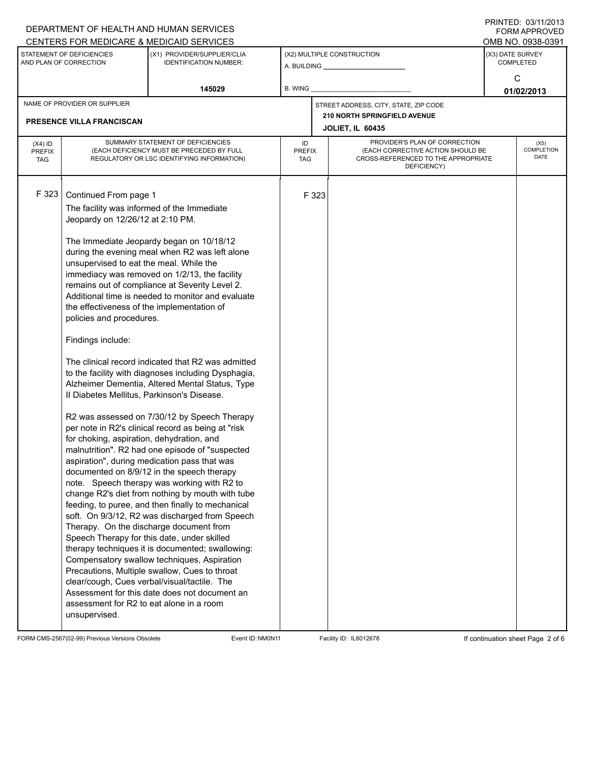DEPARTMENT OF HEALTH AND HUMAN SERVICES
CENTERS FOR MEDICARE & MEDICAID SERVICES

PRINTED: 03/11/2013
FORM APPROVED
OMB NO. 0938-0391

| STATEMENT OF DEFICIENCIES AND PLAN OF CORRECTION | (X1) PROVIDER/SUPPLIER/CLIA IDENTIFICATION NUMBER: | (X2) MULTIPLE CONSTRUCTION | (X3) DATE SURVEY COMPLETED |
|---|---|---|---|
| | 145029 | A. BUILDING ___ B. WING ___ | C 01/02/2013 |

| NAME OF PROVIDER OR SUPPLIER | STREET ADDRESS, CITY, STATE, ZIP CODE |
|---|---|
| PRESENCE VILLA FRANCISCAN | 210 NORTH SPRINGFIELD AVENUE JOLIET, IL 60435 |

| (X4) ID PREFIX TAG | SUMMARY STATEMENT OF DEFICIENCIES (EACH DEFICIENCY MUST BE PRECEDED BY FULL REGULATORY OR LSC IDENTIFYING INFORMATION) | ID PREFIX TAG | PROVIDER'S PLAN OF CORRECTION (EACH CORRECTIVE ACTION SHOULD BE CROSS-REFERENCED TO THE APPROPRIATE DEFICIENCY) | (X5) COMPLETION DATE |
|---|---|---|---|---|
| F 323 | Continued From page 1 | F 323 | | |

The facility was informed of the Immediate Jeopardy on 12/26/12 at 2:10 PM.

The Immediate Jeopardy began on 10/18/12 during the evening meal when R2 was left alone unsupervised to eat the meal. While the immediacy was removed on 1/2/13, the facility remains out of compliance at Severity Level 2. Additional time is needed to monitor and evaluate the effectiveness of the implementation of policies and procedures.

Findings include:

The clinical record indicated that R2 was admitted to the facility with diagnoses including Dysphagia, Alzheimer Dementia, Altered Mental Status, Type II Diabetes Mellitus, Parkinson's Disease.

R2 was assessed on 7/30/12 by Speech Therapy per note in R2's clinical record as being at "risk for choking, aspiration, dehydration, and malnutrition". R2 had one episode of "suspected aspiration", during medication pass that was documented on 8/9/12 in the speech therapy note. Speech therapy was working with R2 to change R2's diet from nothing by mouth with tube feeding, to puree, and then finally to mechanical soft. On 9/3/12, R2 was discharged from Speech Therapy. On the discharge document from Speech Therapy for this date, under skilled therapy techniques it is documented; swallowing: Compensatory swallow techniques, Aspiration Precautions, Multiple swallow, Cues to throat clear/cough, Cues verbal/visual/tactile. The Assessment for this date does not document an assessment for R2 to eat alone in a room unsupervised.

FORM CMS-2567(02-99) Previous Versions Obsolete Event ID: NM0N11 Facility ID: IL6012678 If continuation sheet Page 2 of 6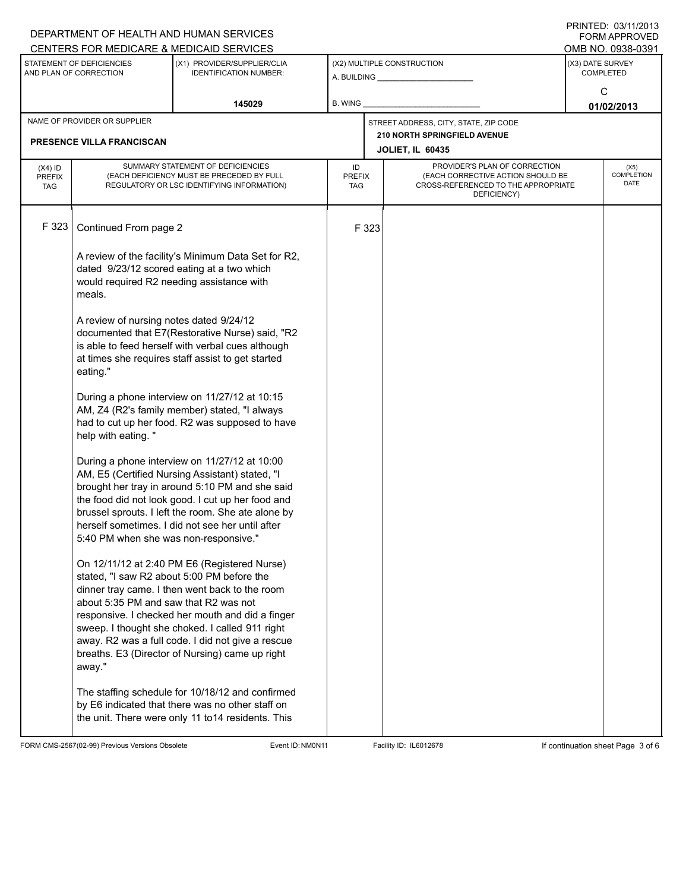DEPARTMENT OF HEALTH AND HUMAN SERVICES
CENTERS FOR MEDICARE & MEDICAID SERVICES

PRINTED: 03/11/2013
FORM APPROVED
OMB NO. 0938-0391

| STATEMENT OF DEFICIENCIES AND PLAN OF CORRECTION | (X1) PROVIDER/SUPPLIER/CLIA IDENTIFICATION NUMBER: | (X2) MULTIPLE CONSTRUCTION | (X3) DATE SURVEY COMPLETED |
|---|---|---|---|
| | 145029 | A. BUILDING ______ B. WING ______ | C 01/02/2013 |

| NAME OF PROVIDER OR SUPPLIER | STREET ADDRESS, CITY, STATE, ZIP CODE |
|---|---|
| PRESENCE VILLA FRANCISCAN | 210 NORTH SPRINGFIELD AVENUE JOLIET, IL 60435 |

| (X4) ID PREFIX TAG | SUMMARY STATEMENT OF DEFICIENCIES (EACH DEFICIENCY MUST BE PRECEDED BY FULL REGULATORY OR LSC IDENTIFYING INFORMATION) | ID PREFIX TAG | PROVIDER'S PLAN OF CORRECTION (EACH CORRECTIVE ACTION SHOULD BE CROSS-REFERENCED TO THE APPROPRIATE DEFICIENCY) | (X5) COMPLETION DATE |
|---|---|---|---|---|
| F 323 | Continued From page 2 | F 323 | | |

A review of the facility's Minimum Data Set for R2, dated 9/23/12 scored eating at a two which would required R2 needing assistance with meals.

A review of nursing notes dated 9/24/12 documented that E7(Restorative Nurse) said, "R2 is able to feed herself with verbal cues although at times she requires staff assist to get started eating."

During a phone interview on 11/27/12 at 10:15 AM, Z4 (R2's family member) stated, "I always had to cut up her food. R2 was supposed to have help with eating. "

During a phone interview on 11/27/12 at 10:00 AM, E5 (Certified Nursing Assistant) stated, "I brought her tray in around 5:10 PM and she said the food did not look good. I cut up her food and brussel sprouts. I left the room. She ate alone by herself sometimes. I did not see her until after 5:40 PM when she was non-responsive."

On 12/11/12 at 2:40 PM E6 (Registered Nurse) stated, "I saw R2 about 5:00 PM before the dinner tray came. I then went back to the room about 5:35 PM and saw that R2 was not responsive. I checked her mouth and did a finger sweep. I thought she choked. I called 911 right away. R2 was a full code. I did not give a rescue breaths. E3 (Director of Nursing) came up right away."

The staffing schedule for 10/18/12 and confirmed by E6 indicated that there was no other staff on the unit. There were only 11 to14 residents. This

FORM CMS-2567(02-99) Previous Versions Obsolete Event ID: NM0N11 Facility ID: IL6012678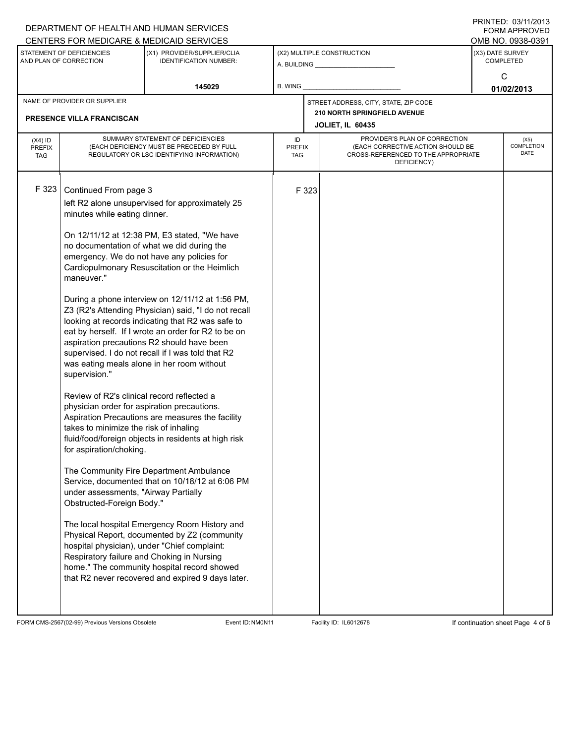DEPARTMENT OF HEALTH AND HUMAN SERVICES
CENTERS FOR MEDICARE & MEDICAID SERVICES

PRINTED: 03/11/2013
FORM APPROVED
OMB NO. 0938-0391

| STATEMENT OF DEFICIENCIES AND PLAN OF CORRECTION | (X1) PROVIDER/SUPPLIER/CLIA IDENTIFICATION NUMBER: | (X2) MULTIPLE CONSTRUCTION | (X3) DATE SURVEY COMPLETED |
|---|---|---|---|
| | 145029 | A. BUILDING ______ B. WING ______ | C 01/02/2013 |

| NAME OF PROVIDER OR SUPPLIER | STREET ADDRESS, CITY, STATE, ZIP CODE |
|---|---|
| PRESENCE VILLA FRANCISCAN | 210 NORTH SPRINGFIELD AVENUE JOLIET, IL 60435 |

| (X4) ID PREFIX TAG | SUMMARY STATEMENT OF DEFICIENCIES (EACH DEFICIENCY MUST BE PRECEDED BY FULL REGULATORY OR LSC IDENTIFYING INFORMATION) | ID PREFIX TAG | PROVIDER'S PLAN OF CORRECTION (EACH CORRECTIVE ACTION SHOULD BE CROSS-REFERENCED TO THE APPROPRIATE DEFICIENCY) | (X5) COMPLETION DATE |
|---|---|---|---|---|
| F 323 | Continued From page 3 | F 323 | | |

left R2 alone unsupervised for approximately 25 minutes while eating dinner.

On 12/11/12 at 12:38 PM, E3 stated, "We have no documentation of what we did during the emergency. We do not have any policies for Cardiopulmonary Resuscitation or the Heimlich maneuver."

During a phone interview on 12/11/12 at 1:56 PM, Z3 (R2's Attending Physician) said, "I do not recall looking at records indicating that R2 was safe to eat by herself. If I wrote an order for R2 to be on aspiration precautions R2 should have been supervised. I do not recall if I was told that R2 was eating meals alone in her room without supervision."

Review of R2's clinical record reflected a physician order for aspiration precautions. Aspiration Precautions are measures the facility takes to minimize the risk of inhaling fluid/food/foreign objects in residents at high risk for aspiration/choking.

The Community Fire Department Ambulance Service, documented that on 10/18/12 at 6:06 PM under assessments, "Airway Partially Obstructed-Foreign Body."

The local hospital Emergency Room History and Physical Report, documented by Z2 (community hospital physician), under "Chief complaint: Respiratory failure and Choking in Nursing home." The community hospital record showed that R2 never recovered and expired 9 days later.

FORM CMS-2567(02-99) Previous Versions Obsolete Event ID: NM0N11 Facility ID: IL6012678 If continuation sheet Page 4 of 6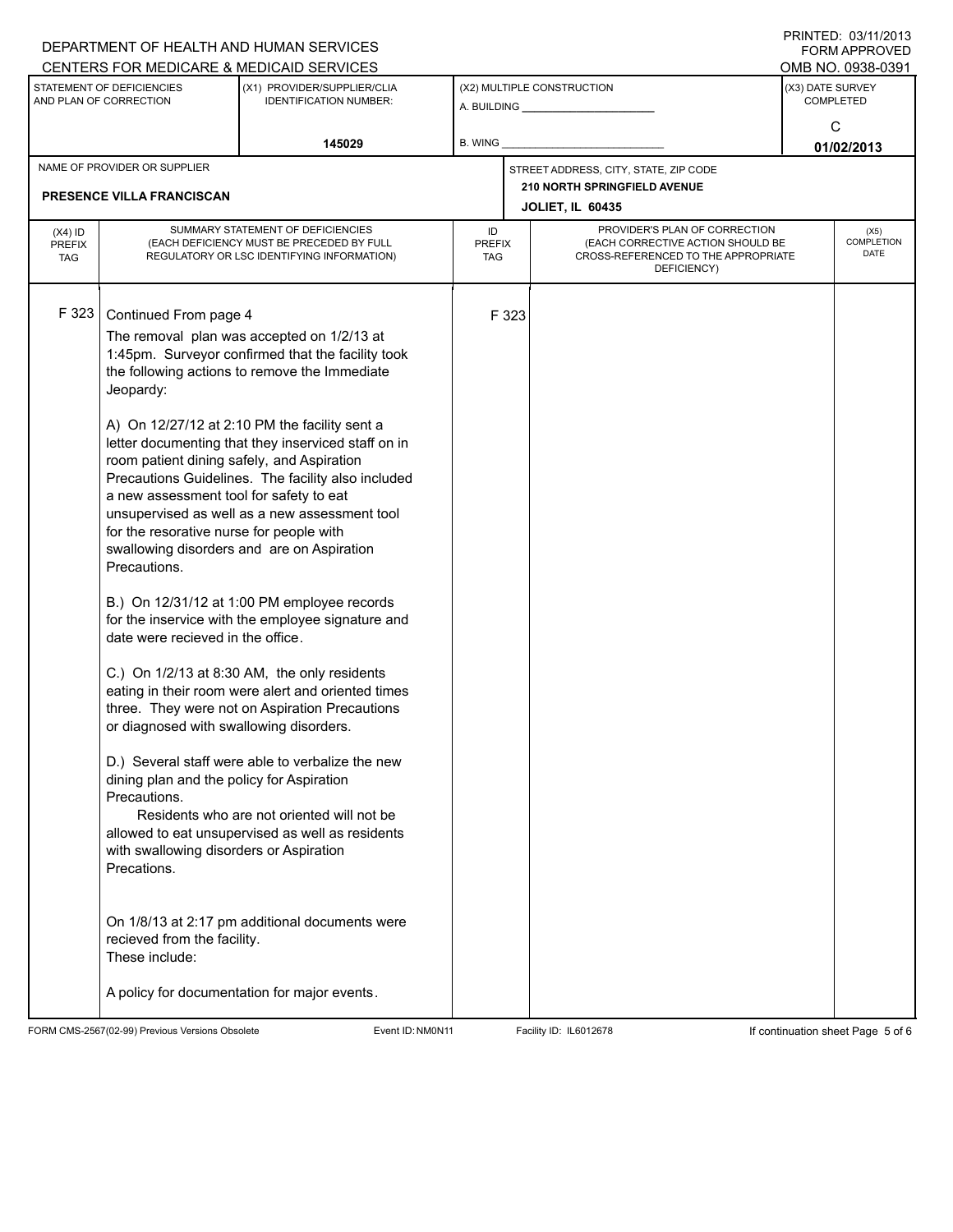DEPARTMENT OF HEALTH AND HUMAN SERVICES
CENTERS FOR MEDICARE & MEDICAID SERVICES

PRINTED: 03/11/2013
FORM APPROVED
OMB NO. 0938-0391

| STATEMENT OF DEFICIENCIES AND PLAN OF CORRECTION | (X1) PROVIDER/SUPPLIER/CLIA IDENTIFICATION NUMBER: | (X2) MULTIPLE CONSTRUCTION | (X3) DATE SURVEY COMPLETED |
|---|---|---|---|
| | 145029 | A. BUILDING ______ B. WING ______ | C 01/02/2013 |

| NAME OF PROVIDER OR SUPPLIER | STREET ADDRESS, CITY, STATE, ZIP CODE |
|---|---|
| PRESENCE VILLA FRANCISCAN | 210 NORTH SPRINGFIELD AVENUE JOLIET, IL 60435 |

| (X4) ID PREFIX TAG | SUMMARY STATEMENT OF DEFICIENCIES (EACH DEFICIENCY MUST BE PRECEDED BY FULL REGULATORY OR LSC IDENTIFYING INFORMATION) | ID PREFIX TAG | PROVIDER'S PLAN OF CORRECTION (EACH CORRECTIVE ACTION SHOULD BE CROSS-REFERENCED TO THE APPROPRIATE DEFICIENCY) | (X5) COMPLETION DATE |
|---|---|---|---|---|
| F 323 | Continued From page 4 | F 323 | | |

The removal plan was accepted on 1/2/13 at 1:45pm. Surveyor confirmed that the facility took the following actions to remove the Immediate Jeopardy:

A) On 12/27/12 at 2:10 PM the facility sent a letter documenting that they inserviced staff on in room patient dining safely, and Aspiration Precautions Guidelines. The facility also included a new assessment tool for safety to eat unsupervised as well as a new assessment tool for the resorative nurse for people with swallowing disorders and are on Aspiration Precautions.

B.) On 12/31/12 at 1:00 PM employee records for the inservice with the employee signature and date were recieved in the office.

C.) On 1/2/13 at 8:30 AM, the only residents eating in their room were alert and oriented times three. They were not on Aspiration Precautions or diagnosed with swallowing disorders.

D.) Several staff were able to verbalize the new dining plan and the policy for Aspiration Precautions.

Residents who are not oriented will not be allowed to eat unsupervised as well as residents with swallowing disorders or Aspiration Precations.

On 1/8/13 at 2:17 pm additional documents were recieved from the facility.
These include:

A policy for documentation for major events.

FORM CMS-2567(02-99) Previous Versions Obsolete    Event ID: NM0N11    Facility ID: IL6012678    If continuation sheet Page 5 of 6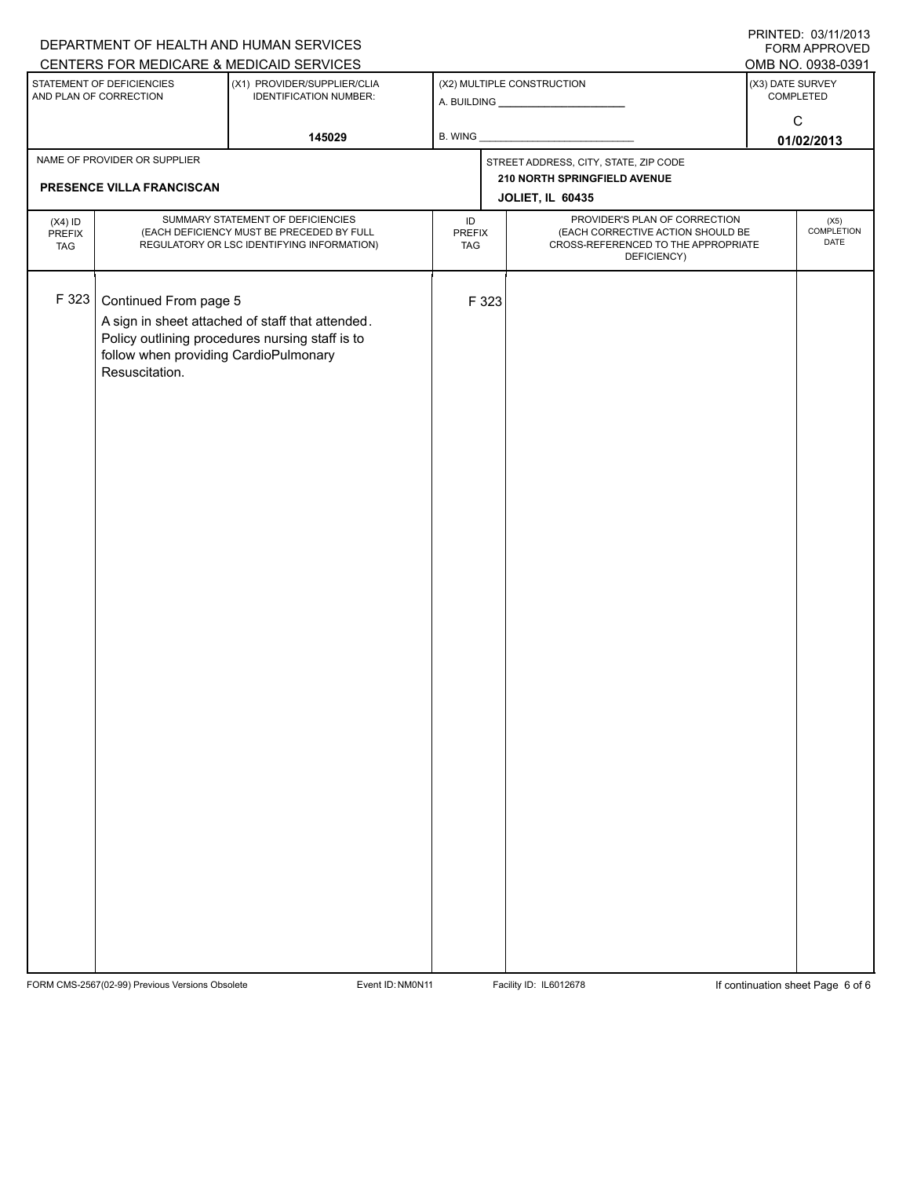DEPARTMENT OF HEALTH AND HUMAN SERVICES
CENTERS FOR MEDICARE & MEDICAID SERVICES

PRINTED: 03/11/2013
FORM APPROVED
OMB NO. 0938-0391

| STATEMENT OF DEFICIENCIES AND PLAN OF CORRECTION | (X1) PROVIDER/SUPPLIER/CLIA IDENTIFICATION NUMBER: | (X2) MULTIPLE CONSTRUCTION | (X3) DATE SURVEY COMPLETED |
|---|---|---|---|
| | 145029 | A. BUILDING ______ B. WING ______ | C 01/02/2013 |

| NAME OF PROVIDER OR SUPPLIER | STREET ADDRESS, CITY, STATE, ZIP CODE |
|---|---|
| PRESENCE VILLA FRANCISCAN | 210 NORTH SPRINGFIELD AVENUE JOLIET, IL 60435 |

| (X4) ID PREFIX TAG | SUMMARY STATEMENT OF DEFICIENCIES (EACH DEFICIENCY MUST BE PRECEDED BY FULL REGULATORY OR LSC IDENTIFYING INFORMATION) | ID PREFIX TAG | PROVIDER'S PLAN OF CORRECTION (EACH CORRECTIVE ACTION SHOULD BE CROSS-REFERENCED TO THE APPROPRIATE DEFICIENCY) | (X5) COMPLETION DATE |
|---|---|---|---|---|
| F 323 | Continued From page 5<br>A sign in sheet attached of staff that attended.<br>Policy outlining procedures nursing staff is to follow when providing CardioPulmonary Resuscitation. | F 323 | | |

FORM CMS-2567(02-99) Previous Versions Obsolete Event ID: NM0N11 Facility ID: IL6012678 If continuation sheet Page 6 of 6